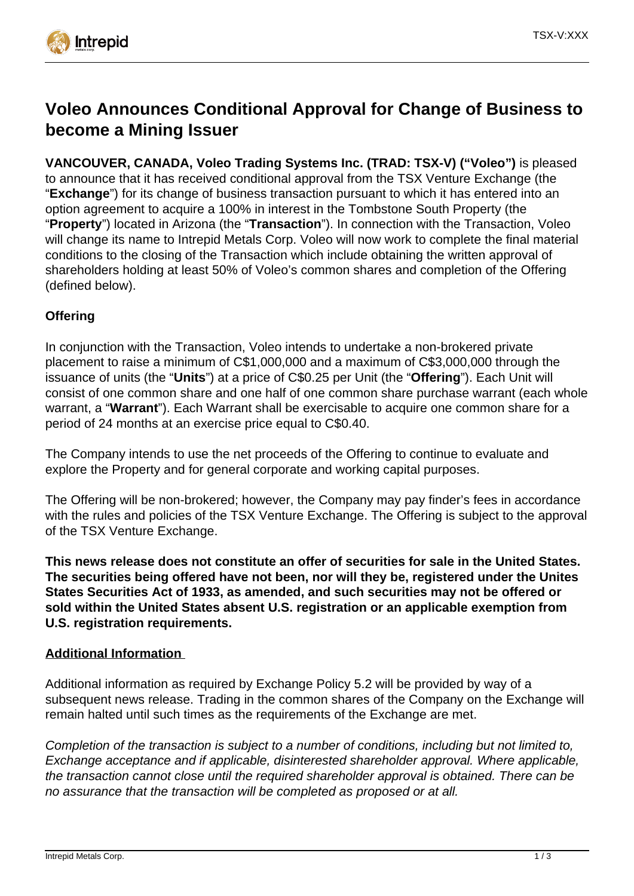# Voleo Announces Conditional Approval for Change of Business to become a Mining Issuer

**VANCOUVER, CANADA, Voleo Trading Systems Inc. (TRAD: TSX-V) ("Voleo")** is pleased to announce that it has received conditional approval from the TSX Venture Exchange (the "**Exchange**") for its change of business transaction pursuant to which it has entered into an option agreement to acquire a 100% in interest in the Tombstone South Property (the "**Property**") located in Arizona (the "**Transaction**"). In connection with the Transaction, Voleo will change its name to Intrepid Metals Corp. Voleo will now work to complete the final material conditions to the closing of the Transaction which include obtaining the written approval of shareholders holding at least 50% of Voleo's common shares and completion of the Offering (defined below).

**Offering**

In conjunction with the Transaction, Voleo intends to undertake a non-brokered private placement to raise a minimum of C$1,000,000 and a maximum of C$3,000,000 through the issuance of units (the "**Units**") at a price of C$0.25 per Unit (the "**Offering**"). Each Unit will consist of one common share and one half of one common share purchase warrant (each whole warrant, a "**Warrant**"). Each Warrant shall be exercisable to acquire one common share for a period of 24 months at an exercise price equal to C$0.40.

The Company intends to use the net proceeds of the Offering to continue to evaluate and explore the Property and for general corporate and working capital purposes.

The Offering will be non-brokered; however, the Company may pay finder's fees in accordance with the rules and policies of the TSX Venture Exchange. The Offering is subject to the approval of the TSX Venture Exchange.

**This news release does not constitute an offer of securities for sale in the United States. The securities being offered have not been, nor will they be, registered under the Unites States Securities Act of 1933, as amended, and such securities may not be offered or sold within the United States absent U.S. registration or an applicable exemption from U.S. registration requirements.**

**Additional Information**

Additional information as required by Exchange Policy 5.2 will be provided by way of a subsequent news release. Trading in the common shares of the Company on the Exchange will remain halted until such times as the requirements of the Exchange are met.

*Completion of the transaction is subject to a number of conditions, including but not limited to, Exchange acceptance and if applicable, disinterested shareholder approval. Where applicable, the transaction cannot close until the required shareholder approval is obtained. There can be no assurance that the transaction will be completed as proposed or at all.*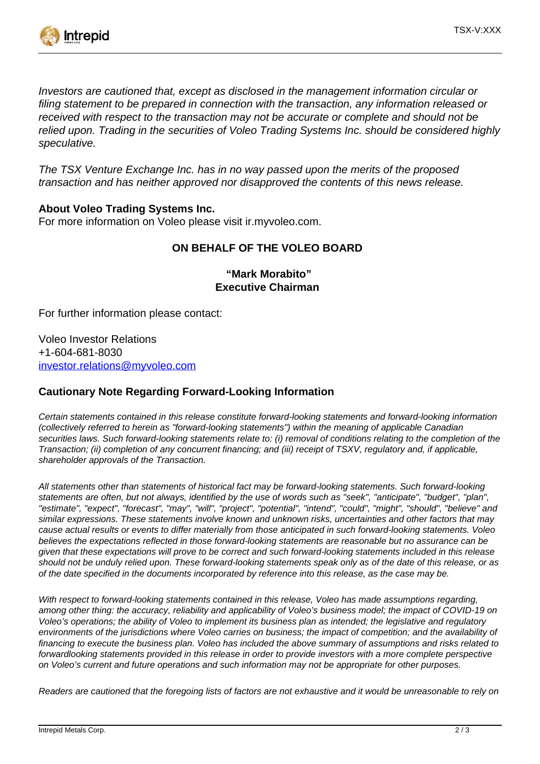*Investors are cautioned that, except as disclosed in the management information circular or filing statement to be prepared in connection with the transaction, any information released or received with respect to the transaction may not be accurate or complete and should not be relied upon. Trading in the securities of Voleo Trading Systems Inc. should be considered highly speculative.*

*The TSX Venture Exchange Inc. has in no way passed upon the merits of the proposed transaction and has neither approved nor disapproved the contents of this news release.*

**About Voleo Trading Systems Inc.**

For more information on Voleo please visit ir.myvoleo.com.

**ON BEHALF OF THE VOLEO BOARD**

**"Mark Morabito"**
**Executive Chairman**

For further information please contact:

Voleo Investor Relations
+1-604-681-8030
investor.relations@myvoleo.com

## Cautionary Note Regarding Forward-Looking Information

*Certain statements contained in this release constitute forward-looking statements and forward-looking information (collectively referred to herein as "forward-looking statements") within the meaning of applicable Canadian securities laws. Such forward-looking statements relate to: (i) removal of conditions relating to the completion of the Transaction; (ii) completion of any concurrent financing; and (iii) receipt of TSXV, regulatory and, if applicable, shareholder approvals of the Transaction.*

*All statements other than statements of historical fact may be forward-looking statements. Such forward-looking statements are often, but not always, identified by the use of words such as "seek", "anticipate", "budget", "plan", "estimate", "expect", "forecast", "may", "will", "project", "potential", "intend", "could", "might", "should", "believe" and similar expressions. These statements involve known and unknown risks, uncertainties and other factors that may cause actual results or events to differ materially from those anticipated in such forward-looking statements. Voleo believes the expectations reflected in those forward-looking statements are reasonable but no assurance can be given that these expectations will prove to be correct and such forward-looking statements included in this release should not be unduly relied upon. These forward-looking statements speak only as of the date of this release, or as of the date specified in the documents incorporated by reference into this release, as the case may be.*

*With respect to forward-looking statements contained in this release, Voleo has made assumptions regarding, among other thing: the accuracy, reliability and applicability of Voleo's business model; the impact of COVID-19 on Voleo's operations; the ability of Voleo to implement its business plan as intended; the legislative and regulatory environments of the jurisdictions where Voleo carries on business; the impact of competition; and the availability of financing to execute the business plan. Voleo has included the above summary of assumptions and risks related to forwardlooking statements provided in this release in order to provide investors with a more complete perspective on Voleo's current and future operations and such information may not be appropriate for other purposes.*

*Readers are cautioned that the foregoing lists of factors are not exhaustive and it would be unreasonable to rely on*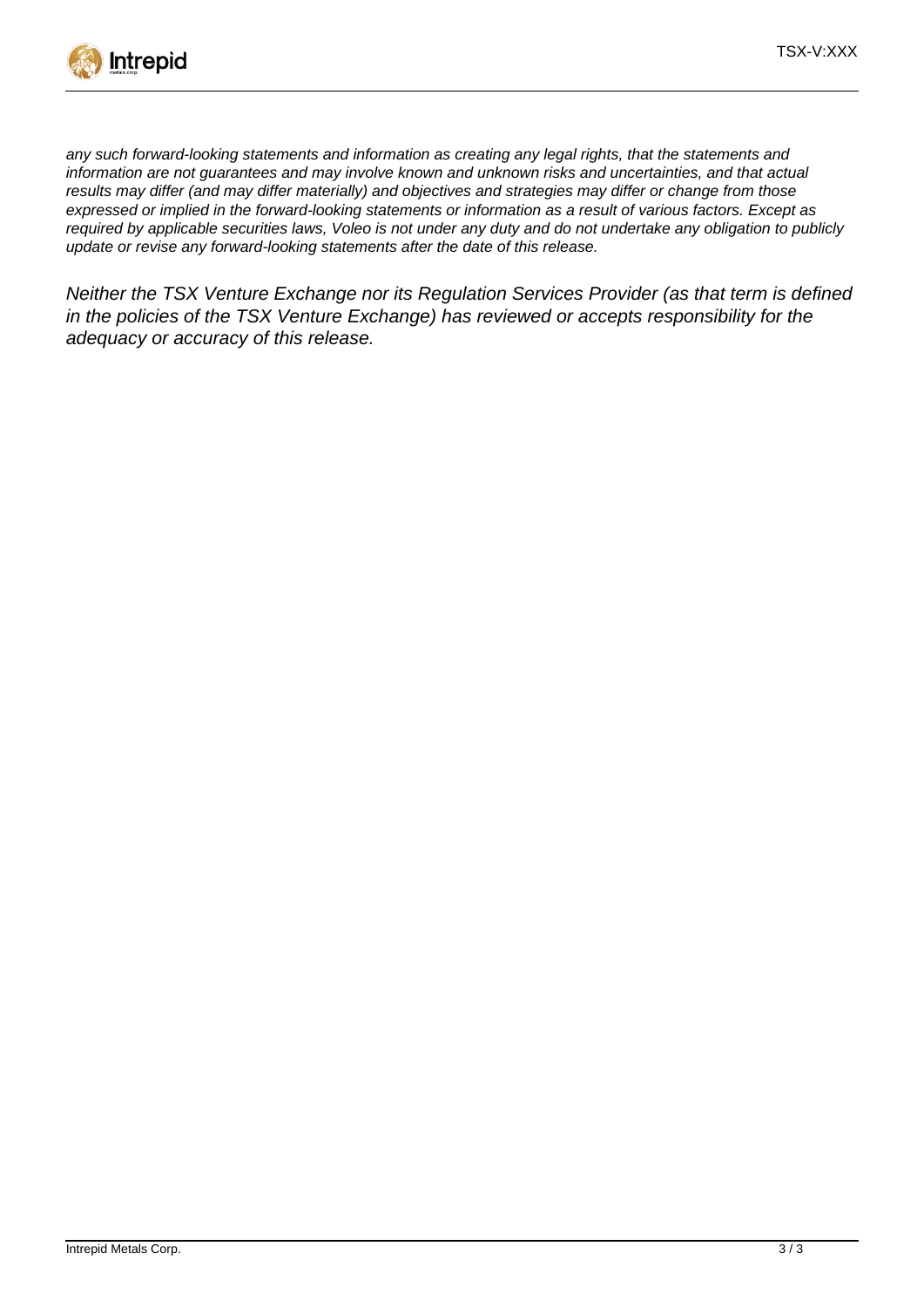*any such forward-looking statements and information as creating any legal rights, that the statements and information are not guarantees and may involve known and unknown risks and uncertainties, and that actual results may differ (and may differ materially) and objectives and strategies may differ or change from those expressed or implied in the forward-looking statements or information as a result of various factors. Except as required by applicable securities laws, Voleo is not under any duty and do not undertake any obligation to publicly update or revise any forward-looking statements after the date of this release.*

*Neither the TSX Venture Exchange nor its Regulation Services Provider (as that term is defined in the policies of the TSX Venture Exchange) has reviewed or accepts responsibility for the adequacy or accuracy of this release.*